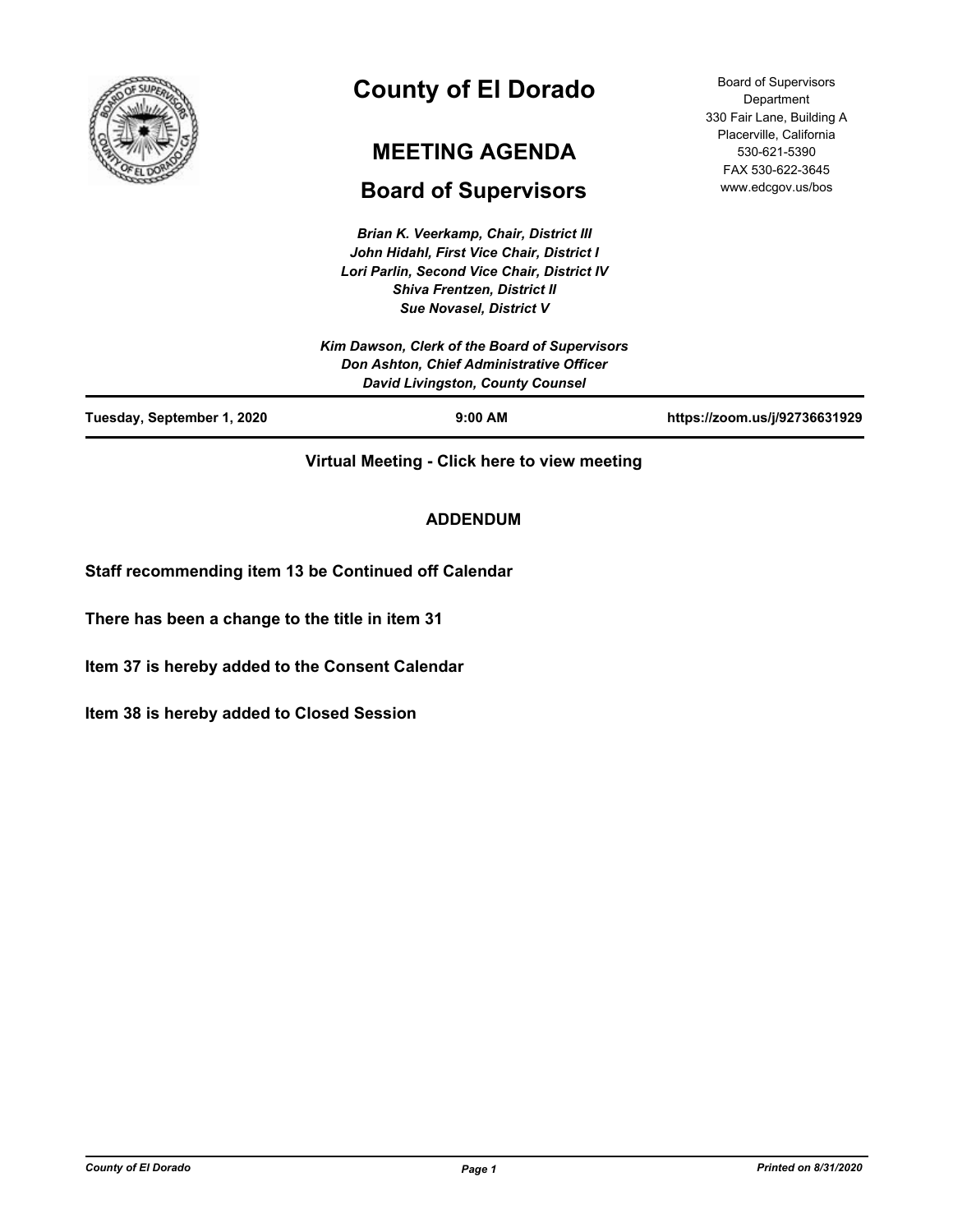# County of El Dorado

## MEETING AGENDA

## Board of Supervisors

Board of Supervisors Department
330 Fair Lane, Building A
Placerville, California
530-621-5390
FAX 530-622-3645
www.edcgov.us/bos

*Brian K. Veerkamp, Chair, District III*
*John Hidahl, First Vice Chair, District I*
*Lori Parlin, Second Vice Chair, District IV*
*Shiva Frentzen, District II*
*Sue Novasel, District V*

*Kim Dawson, Clerk of the Board of Supervisors*
*Don Ashton, Chief Administrative Officer*
*David Livingston, County Counsel*

**Tuesday, September 1, 2020** | **9:00 AM** | **https://zoom.us/j/92736631929**

**Virtual Meeting - Click here to view meeting**

**ADDENDUM**

**Staff recommending item 13 be Continued off Calendar**

**There has been a change to the title in item 31**

**Item 37 is hereby added to the Consent Calendar**

**Item 38 is hereby added to Closed Session**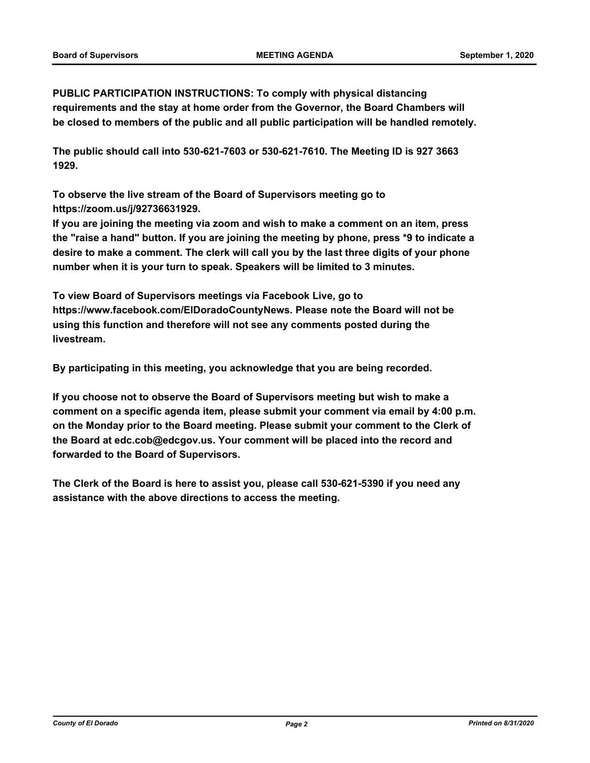**PUBLIC PARTICIPATION INSTRUCTIONS: To comply with physical distancing requirements and the stay at home order from the Governor, the Board Chambers will be closed to members of the public and all public participation will be handled remotely.**

**The public should call into 530-621-7603 or 530-621-7610. The Meeting ID is 927 3663 1929.**

**To observe the live stream of the Board of Supervisors meeting go to https://zoom.us/j/92736631929.**

**If you are joining the meeting via zoom and wish to make a comment on an item, press the "raise a hand" button. If you are joining the meeting by phone, press *9 to indicate a desire to make a comment. The clerk will call you by the last three digits of your phone number when it is your turn to speak. Speakers will be limited to 3 minutes.**

**To view Board of Supervisors meetings via Facebook Live, go to https://www.facebook.com/ElDoradoCountyNews. Please note the Board will not be using this function and therefore will not see any comments posted during the livestream.**

**By participating in this meeting, you acknowledge that you are being recorded.**

**If you choose not to observe the Board of Supervisors meeting but wish to make a comment on a specific agenda item, please submit your comment via email by 4:00 p.m. on the Monday prior to the Board meeting. Please submit your comment to the Clerk of the Board at edc.cob@edcgov.us. Your comment will be placed into the record and forwarded to the Board of Supervisors.**

**The Clerk of the Board is here to assist you, please call 530-621-5390 if you need any assistance with the above directions to access the meeting.**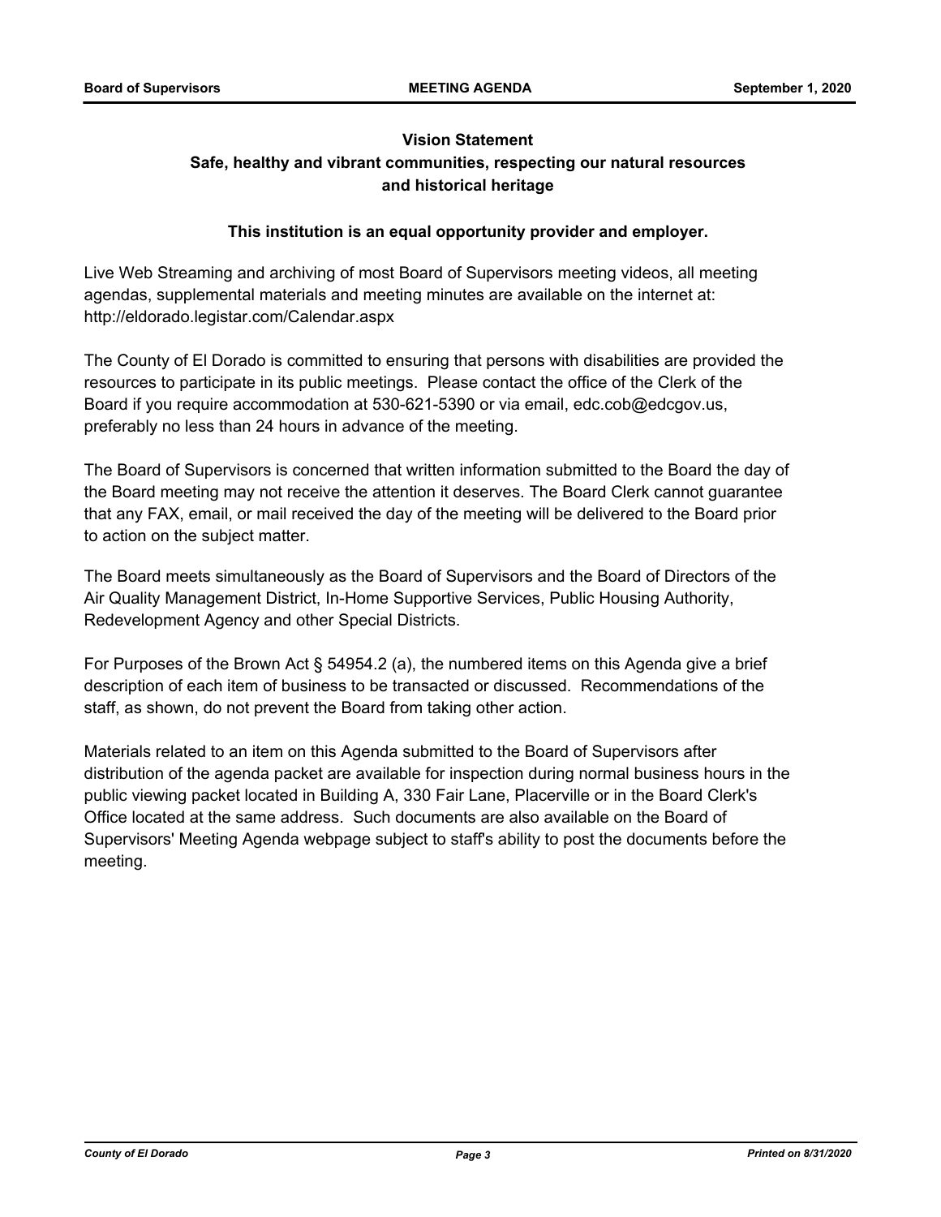**Vision Statement**

**Safe, healthy and vibrant communities, respecting our natural resources and historical heritage**

**This institution is an equal opportunity provider and employer.**

Live Web Streaming and archiving of most Board of Supervisors meeting videos, all meeting agendas, supplemental materials and meeting minutes are available on the internet at: http://eldorado.legistar.com/Calendar.aspx

The County of El Dorado is committed to ensuring that persons with disabilities are provided the resources to participate in its public meetings. Please contact the office of the Clerk of the Board if you require accommodation at 530-621-5390 or via email, edc.cob@edcgov.us, preferably no less than 24 hours in advance of the meeting.

The Board of Supervisors is concerned that written information submitted to the Board the day of the Board meeting may not receive the attention it deserves. The Board Clerk cannot guarantee that any FAX, email, or mail received the day of the meeting will be delivered to the Board prior to action on the subject matter.

The Board meets simultaneously as the Board of Supervisors and the Board of Directors of the Air Quality Management District, In-Home Supportive Services, Public Housing Authority, Redevelopment Agency and other Special Districts.

For Purposes of the Brown Act § 54954.2 (a), the numbered items on this Agenda give a brief description of each item of business to be transacted or discussed. Recommendations of the staff, as shown, do not prevent the Board from taking other action.

Materials related to an item on this Agenda submitted to the Board of Supervisors after distribution of the agenda packet are available for inspection during normal business hours in the public viewing packet located in Building A, 330 Fair Lane, Placerville or in the Board Clerk's Office located at the same address. Such documents are also available on the Board of Supervisors' Meeting Agenda webpage subject to staff's ability to post the documents before the meeting.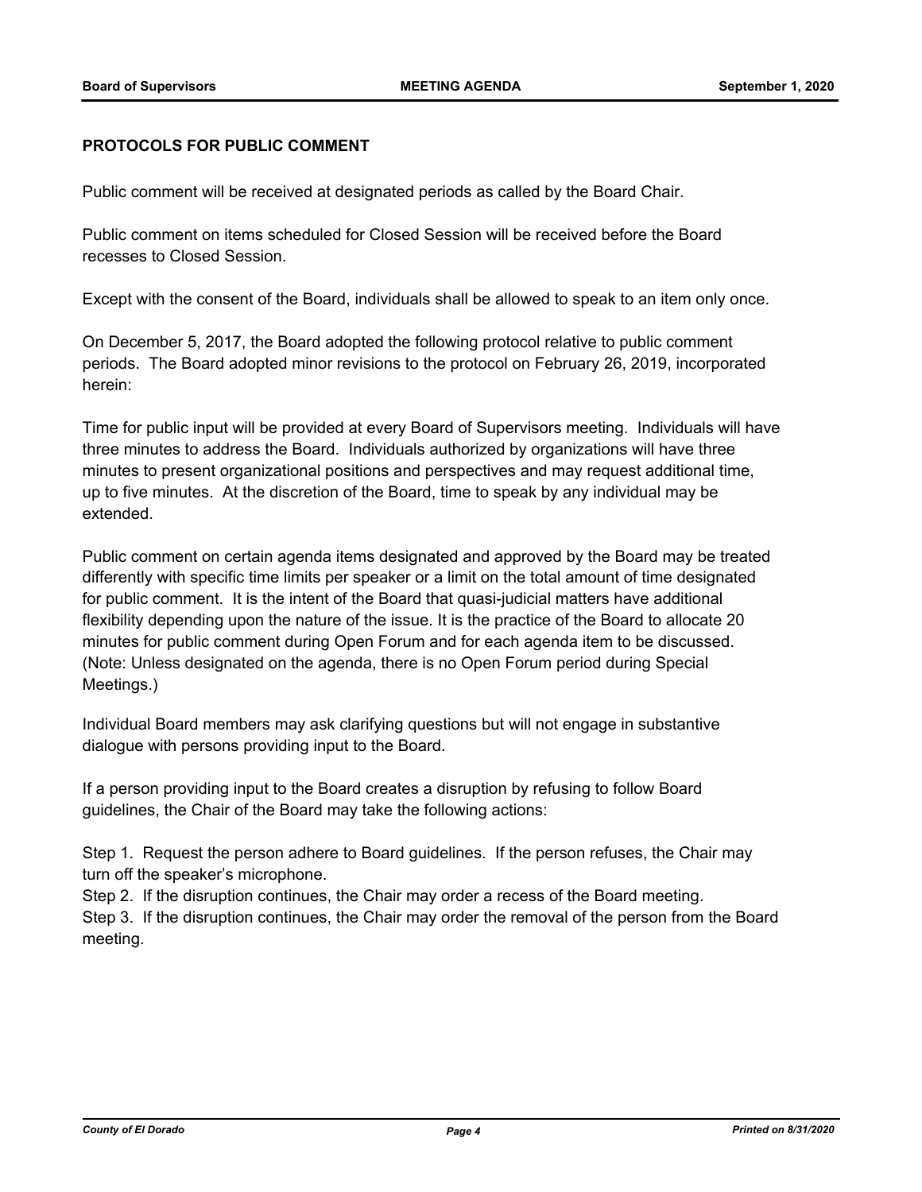## PROTOCOLS FOR PUBLIC COMMENT

Public comment will be received at designated periods as called by the Board Chair.

Public comment on items scheduled for Closed Session will be received before the Board recesses to Closed Session.

Except with the consent of the Board, individuals shall be allowed to speak to an item only once.

On December 5, 2017, the Board adopted the following protocol relative to public comment periods. The Board adopted minor revisions to the protocol on February 26, 2019, incorporated herein:

Time for public input will be provided at every Board of Supervisors meeting. Individuals will have three minutes to address the Board. Individuals authorized by organizations will have three minutes to present organizational positions and perspectives and may request additional time, up to five minutes. At the discretion of the Board, time to speak by any individual may be extended.

Public comment on certain agenda items designated and approved by the Board may be treated differently with specific time limits per speaker or a limit on the total amount of time designated for public comment. It is the intent of the Board that quasi-judicial matters have additional flexibility depending upon the nature of the issue. It is the practice of the Board to allocate 20 minutes for public comment during Open Forum and for each agenda item to be discussed. (Note: Unless designated on the agenda, there is no Open Forum period during Special Meetings.)

Individual Board members may ask clarifying questions but will not engage in substantive dialogue with persons providing input to the Board.

If a person providing input to the Board creates a disruption by refusing to follow Board guidelines, the Chair of the Board may take the following actions:

Step 1. Request the person adhere to Board guidelines. If the person refuses, the Chair may turn off the speaker's microphone.
Step 2. If the disruption continues, the Chair may order a recess of the Board meeting.
Step 3. If the disruption continues, the Chair may order the removal of the person from the Board meeting.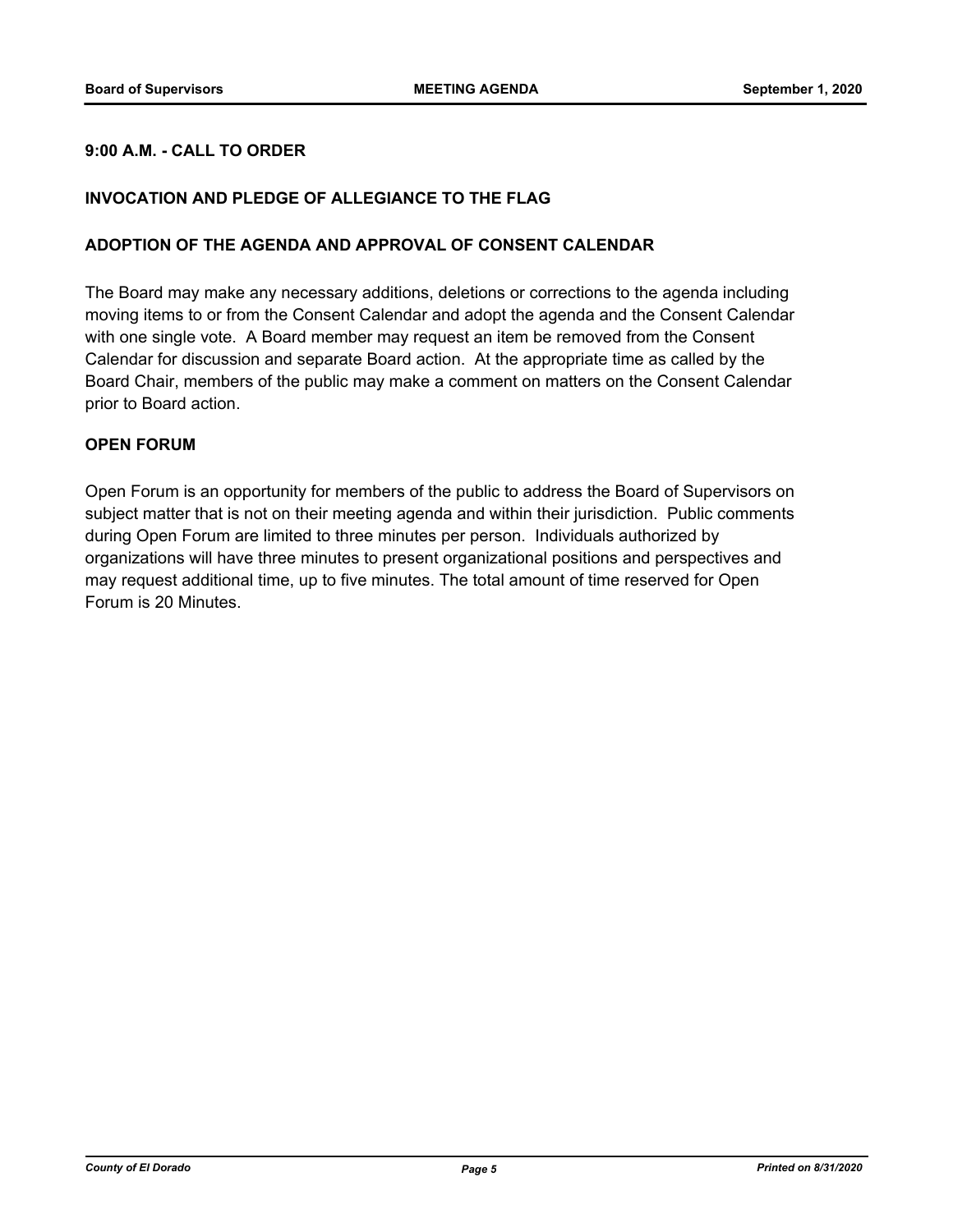**9:00 A.M. - CALL TO ORDER**

**INVOCATION AND PLEDGE OF ALLEGIANCE TO THE FLAG**

**ADOPTION OF THE AGENDA AND APPROVAL OF CONSENT CALENDAR**

The Board may make any necessary additions, deletions or corrections to the agenda including moving items to or from the Consent Calendar and adopt the agenda and the Consent Calendar with one single vote. A Board member may request an item be removed from the Consent Calendar for discussion and separate Board action. At the appropriate time as called by the Board Chair, members of the public may make a comment on matters on the Consent Calendar prior to Board action.

**OPEN FORUM**

Open Forum is an opportunity for members of the public to address the Board of Supervisors on subject matter that is not on their meeting agenda and within their jurisdiction. Public comments during Open Forum are limited to three minutes per person. Individuals authorized by organizations will have three minutes to present organizational positions and perspectives and may request additional time, up to five minutes. The total amount of time reserved for Open Forum is 20 Minutes.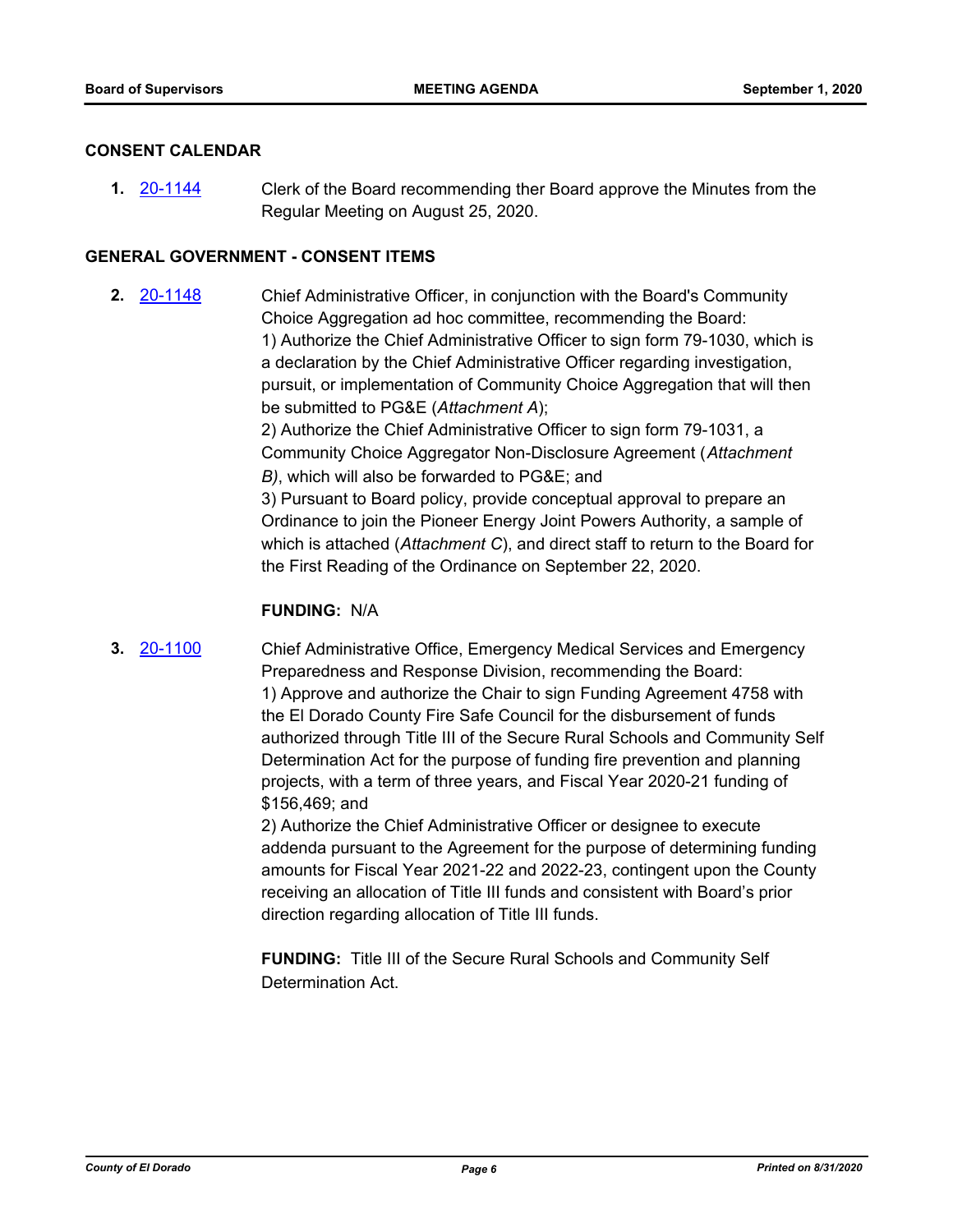## CONSENT CALENDAR

**1.** [20-1144](20-1144) Clerk of the Board recommending ther Board approve the Minutes from the Regular Meeting on August 25, 2020.

## GENERAL GOVERNMENT - CONSENT ITEMS

**2.** [20-1148](20-1148) Chief Administrative Officer, in conjunction with the Board's Community Choice Aggregation ad hoc committee, recommending the Board:

1) Authorize the Chief Administrative Officer to sign form 79-1030, which is a declaration by the Chief Administrative Officer regarding investigation, pursuit, or implementation of Community Choice Aggregation that will then be submitted to PG&E (*Attachment A*);

2) Authorize the Chief Administrative Officer to sign form 79-1031, a Community Choice Aggregator Non-Disclosure Agreement (*Attachment B)*, which will also be forwarded to PG&E; and

3) Pursuant to Board policy, provide conceptual approval to prepare an Ordinance to join the Pioneer Energy Joint Powers Authority, a sample of which is attached (*Attachment C*), and direct staff to return to the Board for the First Reading of the Ordinance on September 22, 2020.

**FUNDING:** N/A

**3.** [20-1100](20-1100) Chief Administrative Office, Emergency Medical Services and Emergency Preparedness and Response Division, recommending the Board:

1) Approve and authorize the Chair to sign Funding Agreement 4758 with the El Dorado County Fire Safe Council for the disbursement of funds authorized through Title III of the Secure Rural Schools and Community Self Determination Act for the purpose of funding fire prevention and planning projects, with a term of three years, and Fiscal Year 2020-21 funding of $156,469; and

2) Authorize the Chief Administrative Officer or designee to execute addenda pursuant to the Agreement for the purpose of determining funding amounts for Fiscal Year 2021-22 and 2022-23, contingent upon the County receiving an allocation of Title III funds and consistent with Board's prior direction regarding allocation of Title III funds.

**FUNDING:** Title III of the Secure Rural Schools and Community Self Determination Act.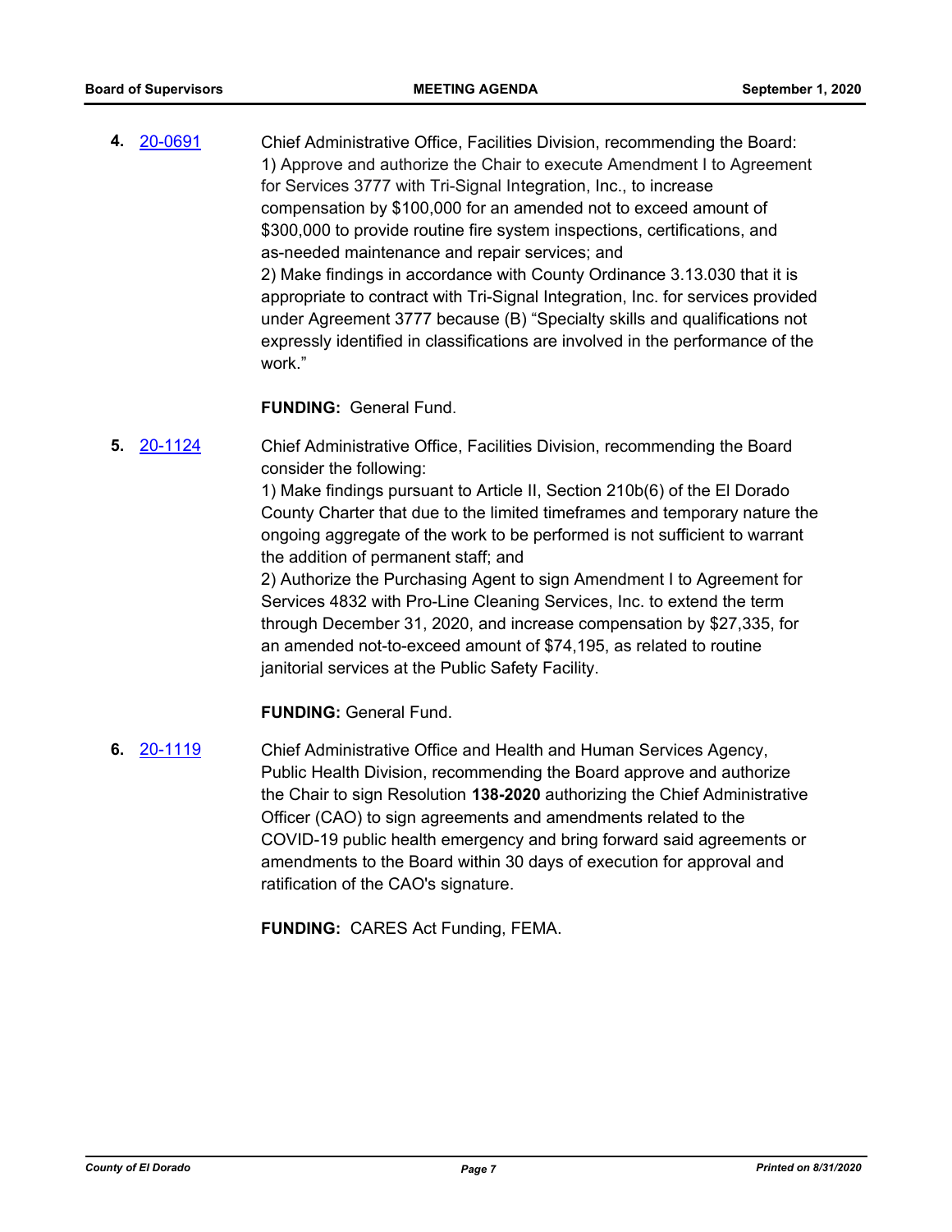**4.** 20-0691

Chief Administrative Office, Facilities Division, recommending the Board:
1) Approve and authorize the Chair to execute Amendment I to Agreement for Services 3777 with Tri-Signal Integration, Inc., to increase compensation by $100,000 for an amended not to exceed amount of $300,000 to provide routine fire system inspections, certifications, and as-needed maintenance and repair services; and
2) Make findings in accordance with County Ordinance 3.13.030 that it is appropriate to contract with Tri-Signal Integration, Inc. for services provided under Agreement 3777 because (B) "Specialty skills and qualifications not expressly identified in classifications are involved in the performance of the work."

**FUNDING:** General Fund.

**5.** 20-1124

Chief Administrative Office, Facilities Division, recommending the Board consider the following:
1) Make findings pursuant to Article II, Section 210b(6) of the El Dorado County Charter that due to the limited timeframes and temporary nature the ongoing aggregate of the work to be performed is not sufficient to warrant the addition of permanent staff; and
2) Authorize the Purchasing Agent to sign Amendment I to Agreement for Services 4832 with Pro-Line Cleaning Services, Inc. to extend the term through December 31, 2020, and increase compensation by $27,335, for an amended not-to-exceed amount of $74,195, as related to routine janitorial services at the Public Safety Facility.

**FUNDING:** General Fund.

**6.** 20-1119

Chief Administrative Office and Health and Human Services Agency, Public Health Division, recommending the Board approve and authorize the Chair to sign Resolution **138-2020** authorizing the Chief Administrative Officer (CAO) to sign agreements and amendments related to the COVID-19 public health emergency and bring forward said agreements or amendments to the Board within 30 days of execution for approval and ratification of the CAO's signature.

**FUNDING:** CARES Act Funding, FEMA.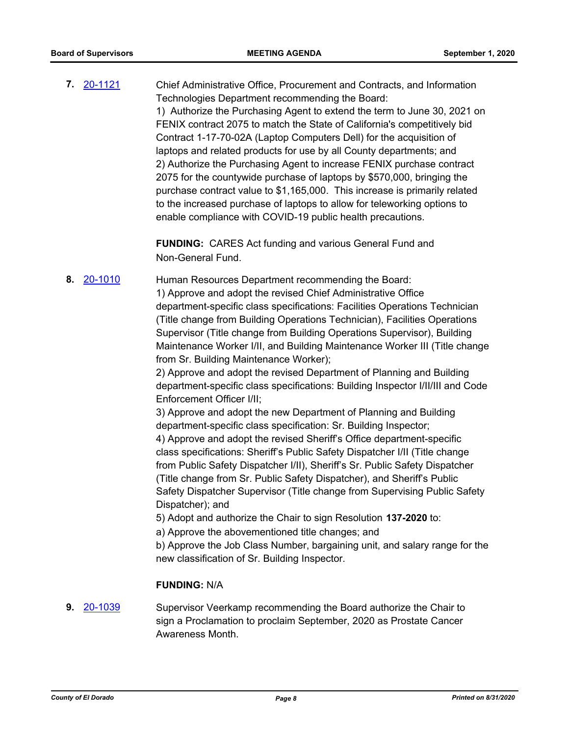**7.** [20-1121](20-1121)

Chief Administrative Office, Procurement and Contracts, and Information Technologies Department recommending the Board:
1) Authorize the Purchasing Agent to extend the term to June 30, 2021 on FENIX contract 2075 to match the State of California's competitively bid Contract 1-17-70-02A (Laptop Computers Dell) for the acquisition of laptops and related products for use by all County departments; and
2) Authorize the Purchasing Agent to increase FENIX purchase contract 2075 for the countywide purchase of laptops by $570,000, bringing the purchase contract value to $1,165,000. This increase is primarily related to the increased purchase of laptops to allow for teleworking options to enable compliance with COVID-19 public health precautions.

**FUNDING:** CARES Act funding and various General Fund and Non-General Fund.

**8.** [20-1010](20-1010)

Human Resources Department recommending the Board:
1) Approve and adopt the revised Chief Administrative Office department-specific class specifications: Facilities Operations Technician (Title change from Building Operations Technician), Facilities Operations Supervisor (Title change from Building Operations Supervisor), Building Maintenance Worker I/II, and Building Maintenance Worker III (Title change from Sr. Building Maintenance Worker);
2) Approve and adopt the revised Department of Planning and Building department-specific class specifications: Building Inspector I/II/III and Code Enforcement Officer I/II;
3) Approve and adopt the new Department of Planning and Building department-specific class specification: Sr. Building Inspector;
4) Approve and adopt the revised Sheriff's Office department-specific class specifications: Sheriff's Public Safety Dispatcher I/II (Title change from Public Safety Dispatcher I/II), Sheriff's Sr. Public Safety Dispatcher (Title change from Sr. Public Safety Dispatcher), and Sheriff's Public Safety Dispatcher Supervisor (Title change from Supervising Public Safety Dispatcher); and
5) Adopt and authorize the Chair to sign Resolution **137-2020** to:
a) Approve the abovementioned title changes; and
b) Approve the Job Class Number, bargaining unit, and salary range for the new classification of Sr. Building Inspector.

**FUNDING:** N/A

**9.** [20-1039](20-1039)

Supervisor Veerkamp recommending the Board authorize the Chair to sign a Proclamation to proclaim September, 2020 as Prostate Cancer Awareness Month.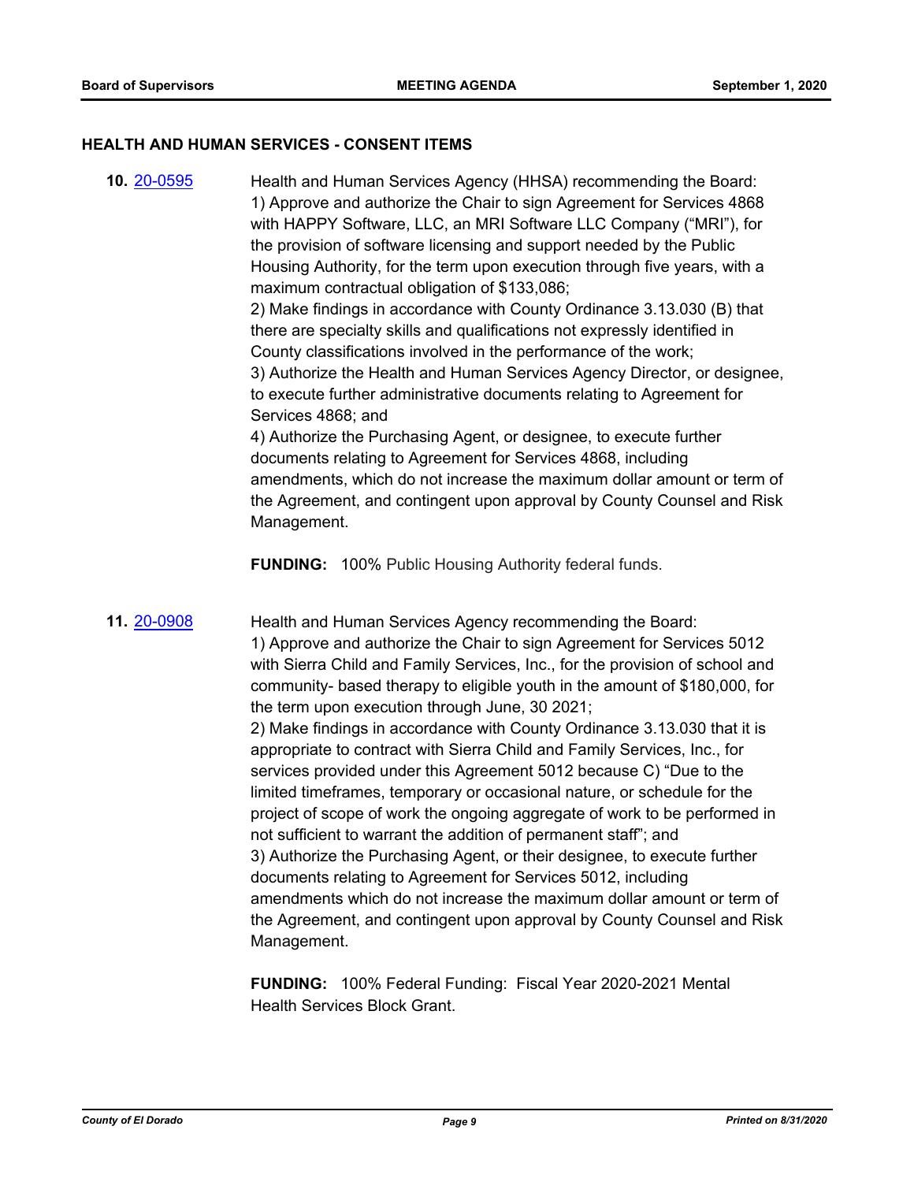## HEALTH AND HUMAN SERVICES - CONSENT ITEMS

**10.** 20-0595

Health and Human Services Agency (HHSA) recommending the Board:
1) Approve and authorize the Chair to sign Agreement for Services 4868 with HAPPY Software, LLC, an MRI Software LLC Company ("MRI"), for the provision of software licensing and support needed by the Public Housing Authority, for the term upon execution through five years, with a maximum contractual obligation of $133,086;
2) Make findings in accordance with County Ordinance 3.13.030 (B) that there are specialty skills and qualifications not expressly identified in County classifications involved in the performance of the work;
3) Authorize the Health and Human Services Agency Director, or designee, to execute further administrative documents relating to Agreement for Services 4868; and
4) Authorize the Purchasing Agent, or designee, to execute further documents relating to Agreement for Services 4868, including amendments, which do not increase the maximum dollar amount or term of the Agreement, and contingent upon approval by County Counsel and Risk Management.

**FUNDING:** 100% Public Housing Authority federal funds.

**11.** 20-0908

Health and Human Services Agency recommending the Board:
1) Approve and authorize the Chair to sign Agreement for Services 5012 with Sierra Child and Family Services, Inc., for the provision of school and community- based therapy to eligible youth in the amount of $180,000, for the term upon execution through June, 30 2021;
2) Make findings in accordance with County Ordinance 3.13.030 that it is appropriate to contract with Sierra Child and Family Services, Inc., for services provided under this Agreement 5012 because C) "Due to the limited timeframes, temporary or occasional nature, or schedule for the project of scope of work the ongoing aggregate of work to be performed in not sufficient to warrant the addition of permanent staff"; and
3) Authorize the Purchasing Agent, or their designee, to execute further documents relating to Agreement for Services 5012, including amendments which do not increase the maximum dollar amount or term of the Agreement, and contingent upon approval by County Counsel and Risk Management.

**FUNDING:** 100% Federal Funding: Fiscal Year 2020-2021 Mental Health Services Block Grant.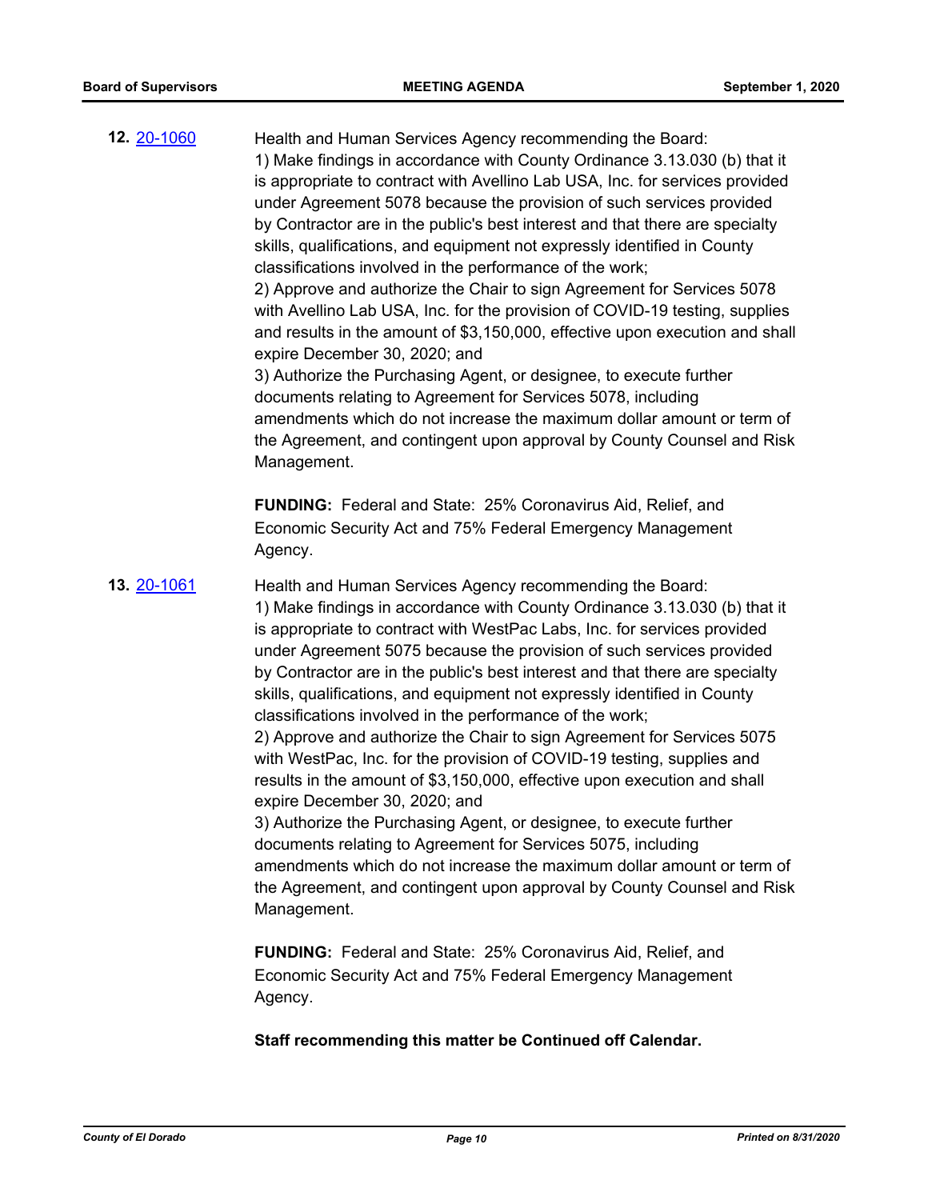**12.** [20-1060](#)

Health and Human Services Agency recommending the Board:
1) Make findings in accordance with County Ordinance 3.13.030 (b) that it is appropriate to contract with Avellino Lab USA, Inc. for services provided under Agreement 5078 because the provision of such services provided by Contractor are in the public's best interest and that there are specialty skills, qualifications, and equipment not expressly identified in County classifications involved in the performance of the work;
2) Approve and authorize the Chair to sign Agreement for Services 5078 with Avellino Lab USA, Inc. for the provision of COVID-19 testing, supplies and results in the amount of $3,150,000, effective upon execution and shall expire December 30, 2020; and
3) Authorize the Purchasing Agent, or designee, to execute further documents relating to Agreement for Services 5078, including amendments which do not increase the maximum dollar amount or term of the Agreement, and contingent upon approval by County Counsel and Risk Management.

**FUNDING:** Federal and State: 25% Coronavirus Aid, Relief, and Economic Security Act and 75% Federal Emergency Management Agency.

**13.** [20-1061](#)

Health and Human Services Agency recommending the Board:
1) Make findings in accordance with County Ordinance 3.13.030 (b) that it is appropriate to contract with WestPac Labs, Inc. for services provided under Agreement 5075 because the provision of such services provided by Contractor are in the public's best interest and that there are specialty skills, qualifications, and equipment not expressly identified in County classifications involved in the performance of the work;
2) Approve and authorize the Chair to sign Agreement for Services 5075 with WestPac, Inc. for the provision of COVID-19 testing, supplies and results in the amount of $3,150,000, effective upon execution and shall expire December 30, 2020; and
3) Authorize the Purchasing Agent, or designee, to execute further documents relating to Agreement for Services 5075, including amendments which do not increase the maximum dollar amount or term of the Agreement, and contingent upon approval by County Counsel and Risk Management.

**FUNDING:** Federal and State: 25% Coronavirus Aid, Relief, and Economic Security Act and 75% Federal Emergency Management Agency.

**Staff recommending this matter be Continued off Calendar.**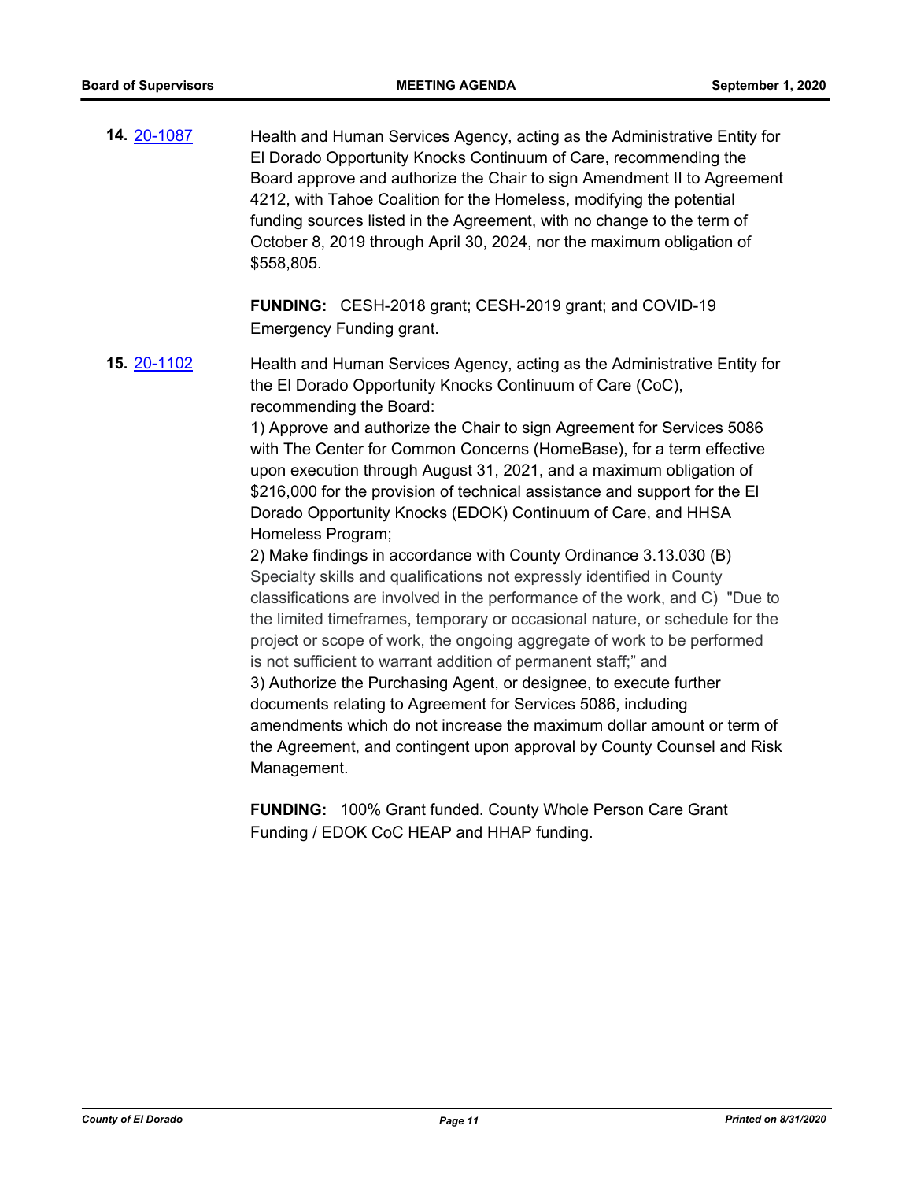**14.** [20-1087](20-1087)

Health and Human Services Agency, acting as the Administrative Entity for El Dorado Opportunity Knocks Continuum of Care, recommending the Board approve and authorize the Chair to sign Amendment II to Agreement 4212, with Tahoe Coalition for the Homeless, modifying the potential funding sources listed in the Agreement, with no change to the term of October 8, 2019 through April 30, 2024, nor the maximum obligation of $558,805.

**FUNDING:** CESH-2018 grant; CESH-2019 grant; and COVID-19 Emergency Funding grant.

**15.** [20-1102](20-1102)

Health and Human Services Agency, acting as the Administrative Entity for the El Dorado Opportunity Knocks Continuum of Care (CoC), recommending the Board:

1) Approve and authorize the Chair to sign Agreement for Services 5086 with The Center for Common Concerns (HomeBase), for a term effective upon execution through August 31, 2021, and a maximum obligation of $216,000 for the provision of technical assistance and support for the El Dorado Opportunity Knocks (EDOK) Continuum of Care, and HHSA Homeless Program;

2) Make findings in accordance with County Ordinance 3.13.030 (B) Specialty skills and qualifications not expressly identified in County classifications are involved in the performance of the work, and C) "Due to the limited timeframes, temporary or occasional nature, or schedule for the project or scope of work, the ongoing aggregate of work to be performed is not sufficient to warrant addition of permanent staff;" and

3) Authorize the Purchasing Agent, or designee, to execute further documents relating to Agreement for Services 5086, including amendments which do not increase the maximum dollar amount or term of the Agreement, and contingent upon approval by County Counsel and Risk Management.

**FUNDING:** 100% Grant funded. County Whole Person Care Grant Funding / EDOK CoC HEAP and HHAP funding.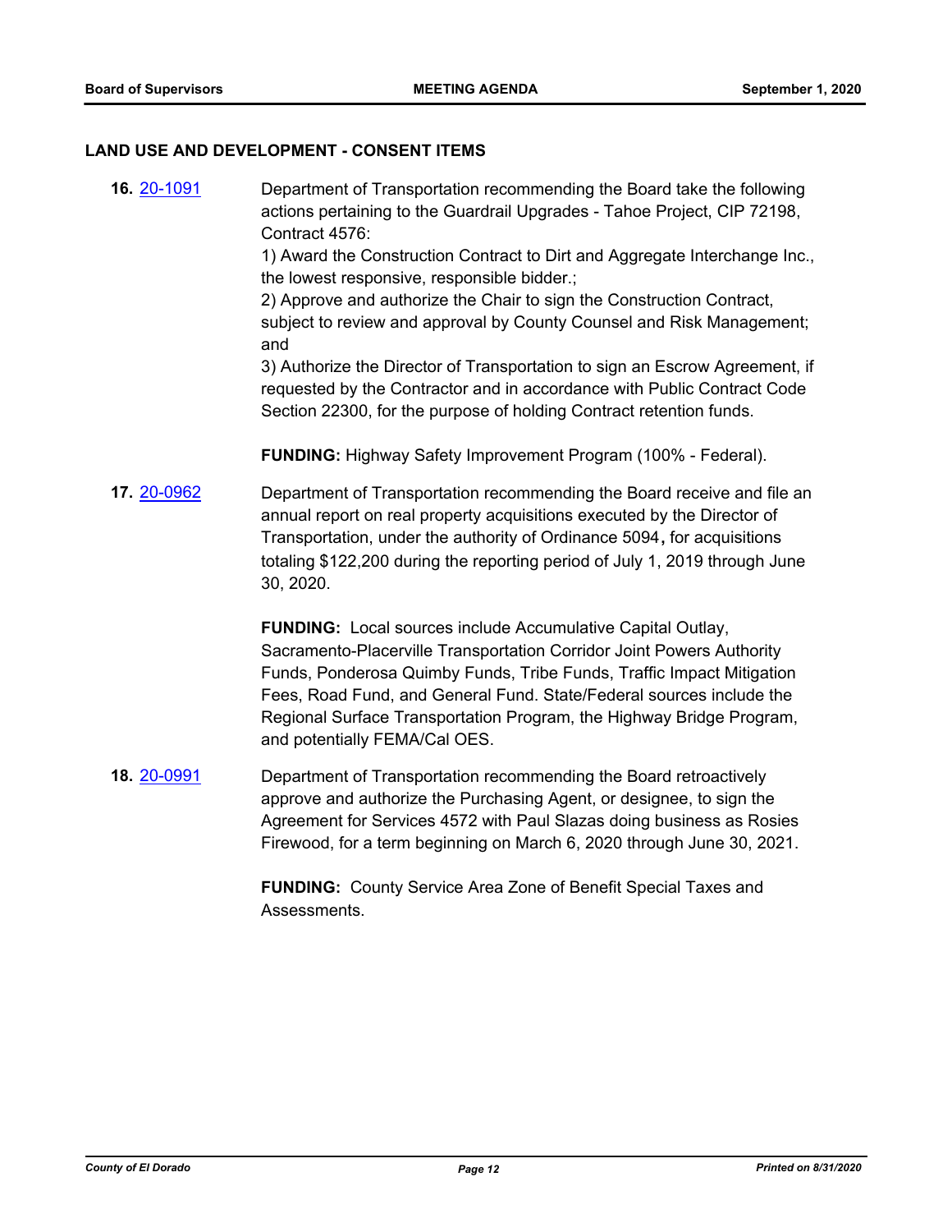## LAND USE AND DEVELOPMENT - CONSENT ITEMS

**16.** [20-1091](20-1091) Department of Transportation recommending the Board take the following actions pertaining to the Guardrail Upgrades - Tahoe Project, CIP 72198, Contract 4576:

1) Award the Construction Contract to Dirt and Aggregate Interchange Inc., the lowest responsive, responsible bidder.;

2) Approve and authorize the Chair to sign the Construction Contract, subject to review and approval by County Counsel and Risk Management; and

3) Authorize the Director of Transportation to sign an Escrow Agreement, if requested by the Contractor and in accordance with Public Contract Code Section 22300, for the purpose of holding Contract retention funds.

**FUNDING:** Highway Safety Improvement Program (100% - Federal).

**17.** [20-0962](20-0962) Department of Transportation recommending the Board receive and file an annual report on real property acquisitions executed by the Director of Transportation, under the authority of Ordinance 5094**,** for acquisitions totaling $122,200 during the reporting period of July 1, 2019 through June 30, 2020.

**FUNDING:** Local sources include Accumulative Capital Outlay, Sacramento-Placerville Transportation Corridor Joint Powers Authority Funds, Ponderosa Quimby Funds, Tribe Funds, Traffic Impact Mitigation Fees, Road Fund, and General Fund. State/Federal sources include the Regional Surface Transportation Program, the Highway Bridge Program, and potentially FEMA/Cal OES.

**18.** [20-0991](20-0991) Department of Transportation recommending the Board retroactively approve and authorize the Purchasing Agent, or designee, to sign the Agreement for Services 4572 with Paul Slazas doing business as Rosies Firewood, for a term beginning on March 6, 2020 through June 30, 2021.

**FUNDING:** County Service Area Zone of Benefit Special Taxes and Assessments.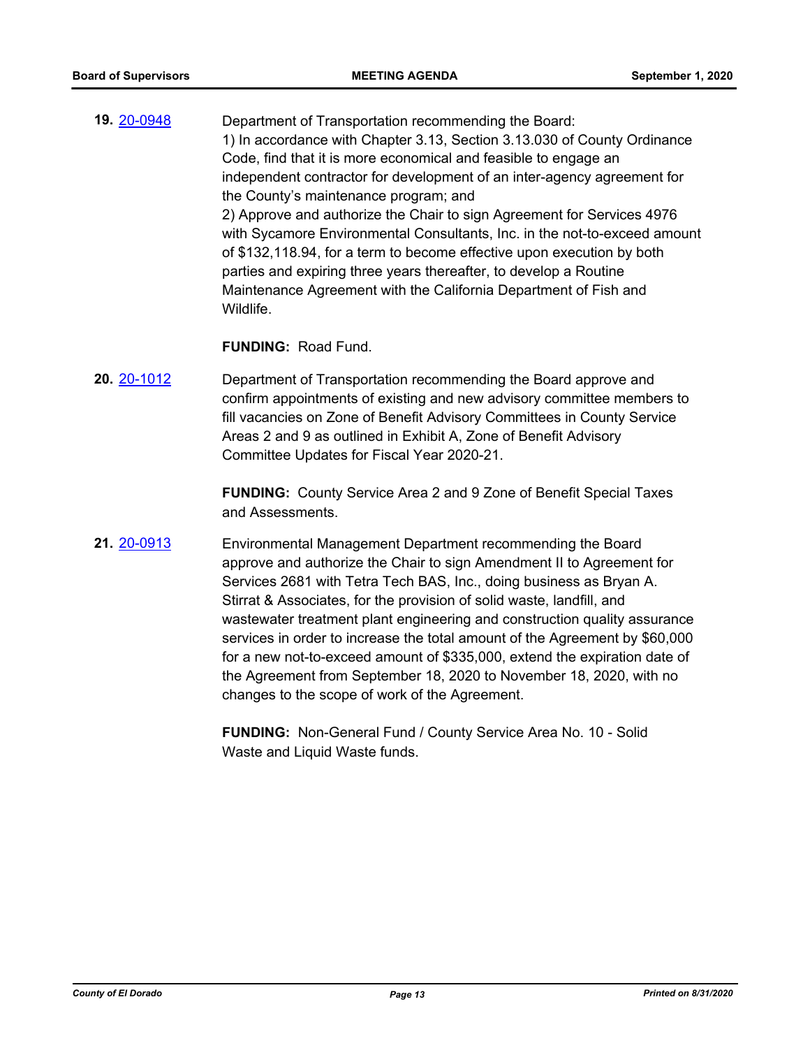**19.** 20-0948

Department of Transportation recommending the Board:
1) In accordance with Chapter 3.13, Section 3.13.030 of County Ordinance Code, find that it is more economical and feasible to engage an independent contractor for development of an inter-agency agreement for the County's maintenance program; and
2) Approve and authorize the Chair to sign Agreement for Services 4976 with Sycamore Environmental Consultants, Inc. in the not-to-exceed amount of $132,118.94, for a term to become effective upon execution by both parties and expiring three years thereafter, to develop a Routine Maintenance Agreement with the California Department of Fish and Wildlife.

**FUNDING:** Road Fund.

**20.** 20-1012

Department of Transportation recommending the Board approve and confirm appointments of existing and new advisory committee members to fill vacancies on Zone of Benefit Advisory Committees in County Service Areas 2 and 9 as outlined in Exhibit A, Zone of Benefit Advisory Committee Updates for Fiscal Year 2020-21.

**FUNDING:** County Service Area 2 and 9 Zone of Benefit Special Taxes and Assessments.

**21.** 20-0913

Environmental Management Department recommending the Board approve and authorize the Chair to sign Amendment II to Agreement for Services 2681 with Tetra Tech BAS, Inc., doing business as Bryan A. Stirrat & Associates, for the provision of solid waste, landfill, and wastewater treatment plant engineering and construction quality assurance services in order to increase the total amount of the Agreement by $60,000 for a new not-to-exceed amount of $335,000, extend the expiration date of the Agreement from September 18, 2020 to November 18, 2020, with no changes to the scope of work of the Agreement.

**FUNDING:** Non-General Fund / County Service Area No. 10 - Solid Waste and Liquid Waste funds.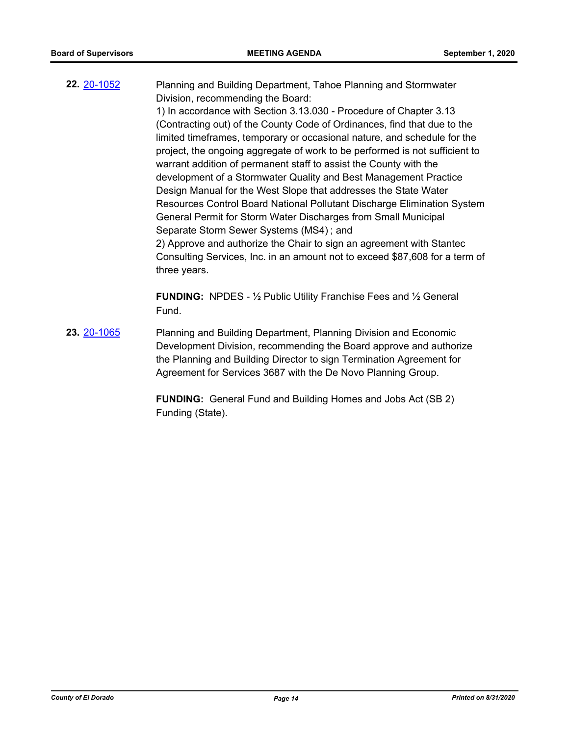**22.** [20-1052](#)

Planning and Building Department, Tahoe Planning and Stormwater Division, recommending the Board:

1) In accordance with Section 3.13.030 - Procedure of Chapter 3.13 (Contracting out) of the County Code of Ordinances, find that due to the limited timeframes, temporary or occasional nature, and schedule for the project, the ongoing aggregate of work to be performed is not sufficient to warrant addition of permanent staff to assist the County with the development of a Stormwater Quality and Best Management Practice Design Manual for the West Slope that addresses the State Water Resources Control Board National Pollutant Discharge Elimination System General Permit for Storm Water Discharges from Small Municipal Separate Storm Sewer Systems (MS4) ; and

2) Approve and authorize the Chair to sign an agreement with Stantec Consulting Services, Inc. in an amount not to exceed $87,608 for a term of three years.

**FUNDING:** NPDES - ½ Public Utility Franchise Fees and ½ General Fund.

**23.** [20-1065](#)

Planning and Building Department, Planning Division and Economic Development Division, recommending the Board approve and authorize the Planning and Building Director to sign Termination Agreement for Agreement for Services 3687 with the De Novo Planning Group.

**FUNDING:** General Fund and Building Homes and Jobs Act (SB 2) Funding (State).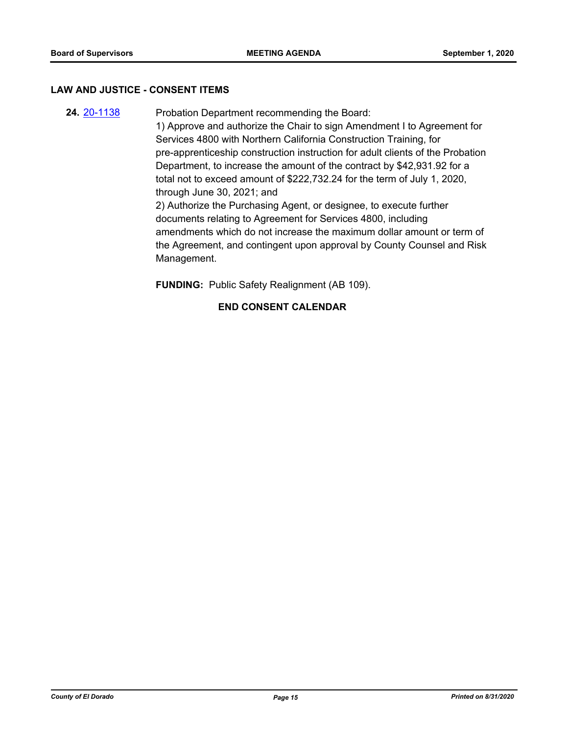## LAW AND JUSTICE - CONSENT ITEMS

**24.** [20-1138](20-1138) Probation Department recommending the Board:

1) Approve and authorize the Chair to sign Amendment I to Agreement for Services 4800 with Northern California Construction Training, for pre-apprenticeship construction instruction for adult clients of the Probation Department, to increase the amount of the contract by $42,931.92 for a total not to exceed amount of $222,732.24 for the term of July 1, 2020, through June 30, 2021; and

2) Authorize the Purchasing Agent, or designee, to execute further documents relating to Agreement for Services 4800, including amendments which do not increase the maximum dollar amount or term of the Agreement, and contingent upon approval by County Counsel and Risk Management.

**FUNDING:** Public Safety Realignment (AB 109).

**END CONSENT CALENDAR**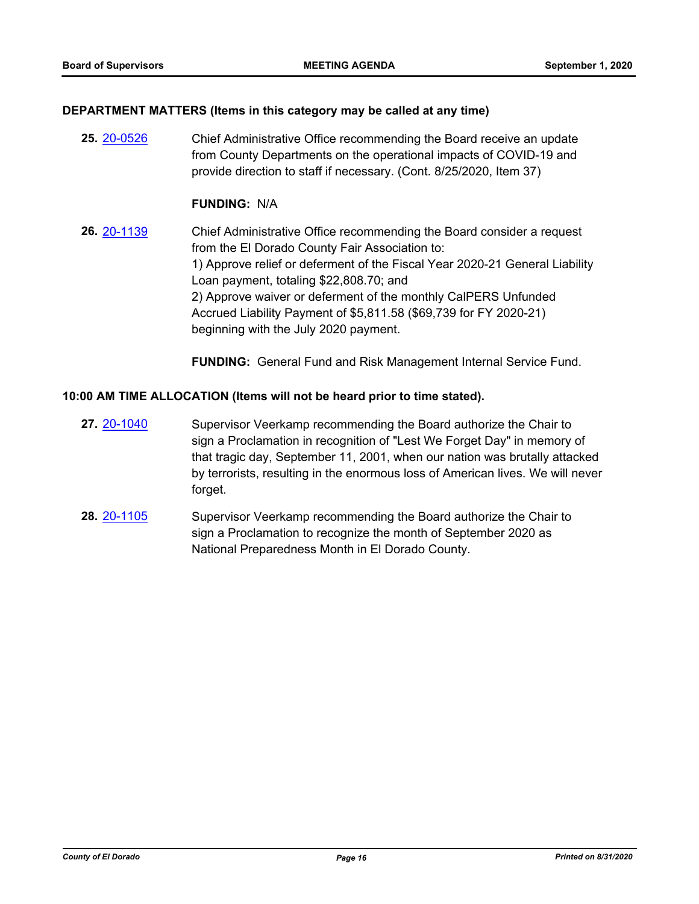### DEPARTMENT MATTERS (Items in this category may be called at any time)

**25.** [20-0526](20-0526) Chief Administrative Office recommending the Board receive an update from County Departments on the operational impacts of COVID-19 and provide direction to staff if necessary. (Cont. 8/25/2020, Item 37)

**FUNDING:** N/A

**26.** [20-1139](20-1139) Chief Administrative Office recommending the Board consider a request from the El Dorado County Fair Association to:
1) Approve relief or deferment of the Fiscal Year 2020-21 General Liability Loan payment, totaling $22,808.70; and
2) Approve waiver or deferment of the monthly CalPERS Unfunded Accrued Liability Payment of $5,811.58 ($69,739 for FY 2020-21) beginning with the July 2020 payment.

**FUNDING:** General Fund and Risk Management Internal Service Fund.

### 10:00 AM TIME ALLOCATION (Items will not be heard prior to time stated).

**27.** [20-1040](20-1040) Supervisor Veerkamp recommending the Board authorize the Chair to sign a Proclamation in recognition of "Lest We Forget Day" in memory of that tragic day, September 11, 2001, when our nation was brutally attacked by terrorists, resulting in the enormous loss of American lives. We will never forget.

**28.** [20-1105](20-1105) Supervisor Veerkamp recommending the Board authorize the Chair to sign a Proclamation to recognize the month of September 2020 as National Preparedness Month in El Dorado County.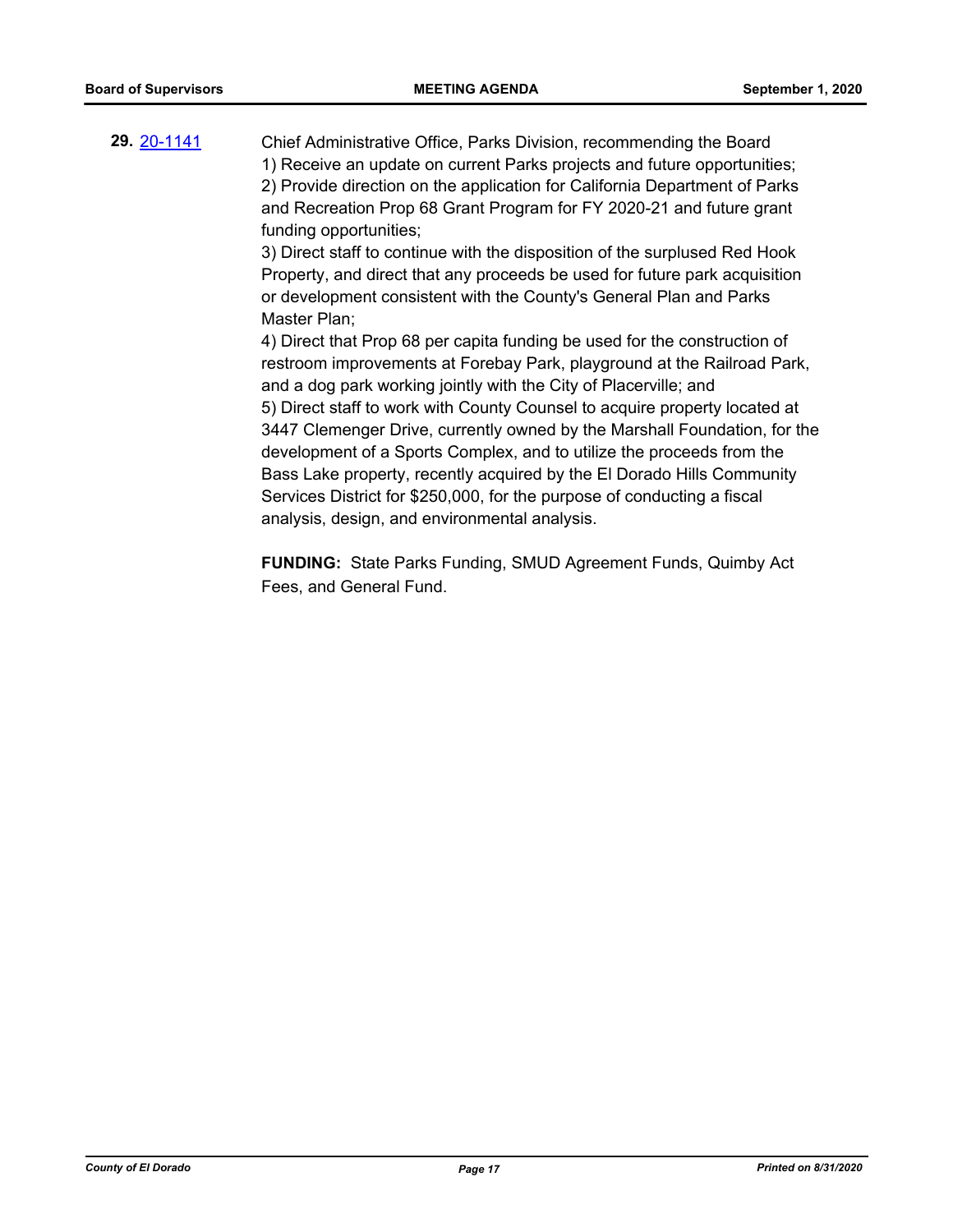**29.** [20-1141](20-1141)

Chief Administrative Office, Parks Division, recommending the Board
1) Receive an update on current Parks projects and future opportunities;
2) Provide direction on the application for California Department of Parks and Recreation Prop 68 Grant Program for FY 2020-21 and future grant funding opportunities;
3) Direct staff to continue with the disposition of the surplused Red Hook Property, and direct that any proceeds be used for future park acquisition or development consistent with the County's General Plan and Parks Master Plan;
4) Direct that Prop 68 per capita funding be used for the construction of restroom improvements at Forebay Park, playground at the Railroad Park, and a dog park working jointly with the City of Placerville; and
5) Direct staff to work with County Counsel to acquire property located at 3447 Clemenger Drive, currently owned by the Marshall Foundation, for the development of a Sports Complex, and to utilize the proceeds from the Bass Lake property, recently acquired by the El Dorado Hills Community Services District for $250,000, for the purpose of conducting a fiscal analysis, design, and environmental analysis.

**FUNDING:** State Parks Funding, SMUD Agreement Funds, Quimby Act Fees, and General Fund.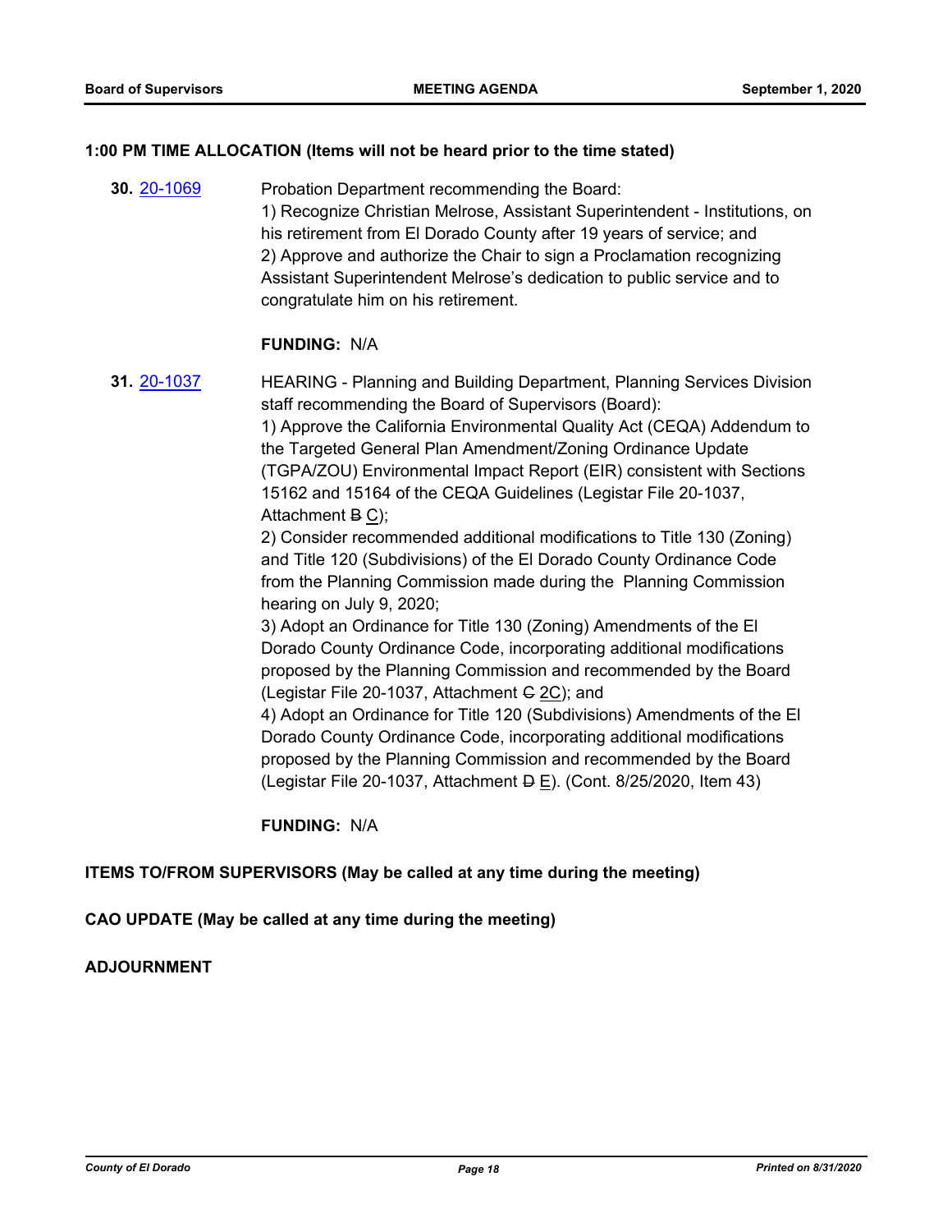**1:00 PM TIME ALLOCATION (Items will not be heard prior to the time stated)**

**30.** [20-1069](20-1069) Probation Department recommending the Board:
1) Recognize Christian Melrose, Assistant Superintendent - Institutions, on his retirement from El Dorado County after 19 years of service; and
2) Approve and authorize the Chair to sign a Proclamation recognizing Assistant Superintendent Melrose's dedication to public service and to congratulate him on his retirement.

**FUNDING:** N/A

**31.** [20-1037](20-1037) HEARING - Planning and Building Department, Planning Services Division staff recommending the Board of Supervisors (Board):
1) Approve the California Environmental Quality Act (CEQA) Addendum to the Targeted General Plan Amendment/Zoning Ordinance Update (TGPA/ZOU) Environmental Impact Report (EIR) consistent with Sections 15162 and 15164 of the CEQA Guidelines (Legistar File 20-1037, Attachment ~~B~~ C);
2) Consider recommended additional modifications to Title 130 (Zoning) and Title 120 (Subdivisions) of the El Dorado County Ordinance Code from the Planning Commission made during the Planning Commission hearing on July 9, 2020;
3) Adopt an Ordinance for Title 130 (Zoning) Amendments of the El Dorado County Ordinance Code, incorporating additional modifications proposed by the Planning Commission and recommended by the Board (Legistar File 20-1037, Attachment ~~C~~ 2C); and
4) Adopt an Ordinance for Title 120 (Subdivisions) Amendments of the El Dorado County Ordinance Code, incorporating additional modifications proposed by the Planning Commission and recommended by the Board (Legistar File 20-1037, Attachment ~~D~~ E). (Cont. 8/25/2020, Item 43)

**FUNDING:** N/A

**ITEMS TO/FROM SUPERVISORS (May be called at any time during the meeting)**

**CAO UPDATE (May be called at any time during the meeting)**

**ADJOURNMENT**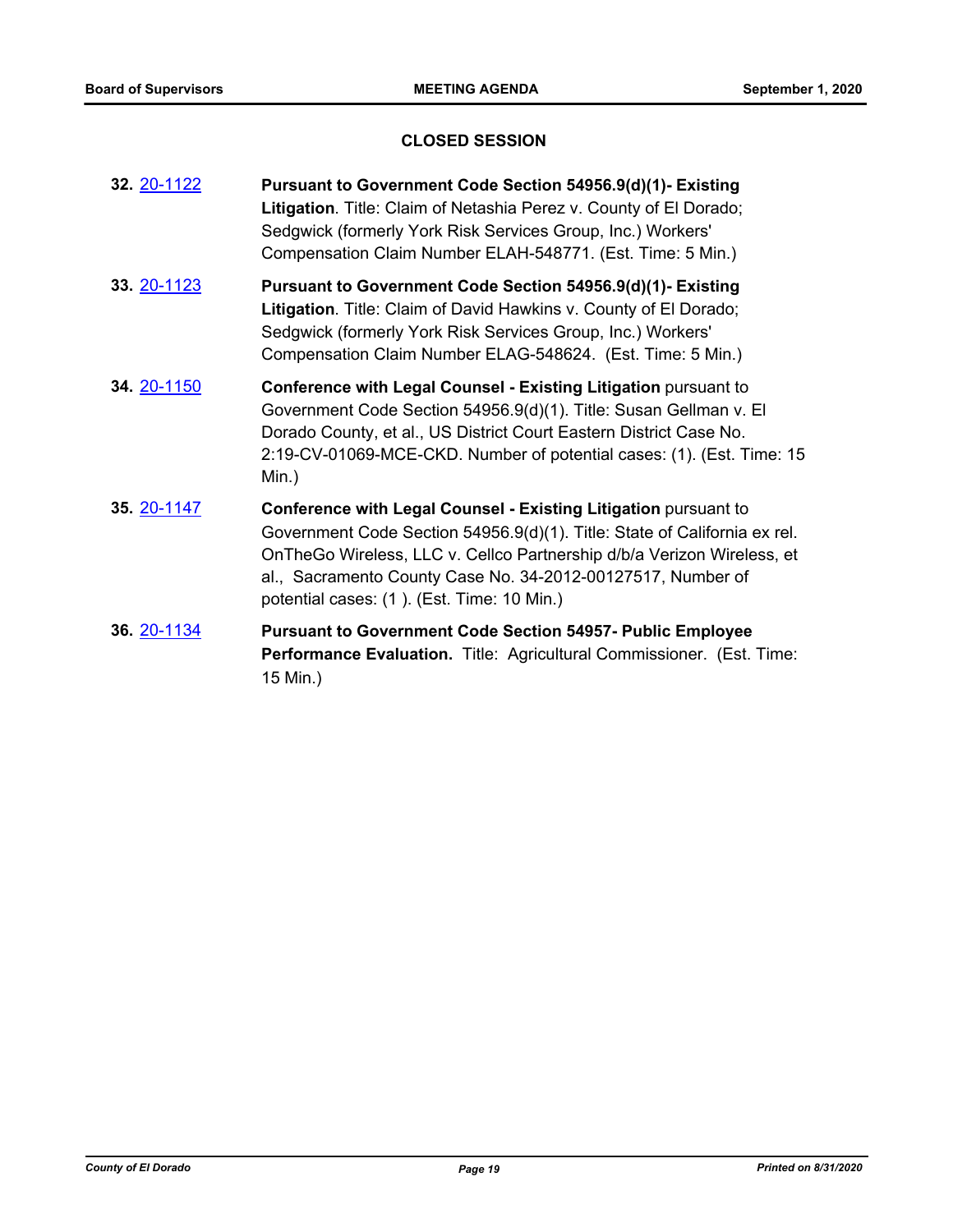## CLOSED SESSION

**32.** 20-1122 **Pursuant to Government Code Section 54956.9(d)(1)- Existing Litigation**. Title: Claim of Netashia Perez v. County of El Dorado; Sedgwick (formerly York Risk Services Group, Inc.) Workers' Compensation Claim Number ELAH-548771. (Est. Time: 5 Min.)

**33.** 20-1123 **Pursuant to Government Code Section 54956.9(d)(1)- Existing Litigation**. Title: Claim of David Hawkins v. County of El Dorado; Sedgwick (formerly York Risk Services Group, Inc.) Workers' Compensation Claim Number ELAG-548624. (Est. Time: 5 Min.)

**34.** 20-1150 **Conference with Legal Counsel - Existing Litigation** pursuant to Government Code Section 54956.9(d)(1). Title: Susan Gellman v. El Dorado County, et al., US District Court Eastern District Case No. 2:19-CV-01069-MCE-CKD. Number of potential cases: (1). (Est. Time: 15 Min.)

**35.** 20-1147 **Conference with Legal Counsel - Existing Litigation** pursuant to Government Code Section 54956.9(d)(1). Title: State of California ex rel. OnTheGo Wireless, LLC v. Cellco Partnership d/b/a Verizon Wireless, et al., Sacramento County Case No. 34-2012-00127517, Number of potential cases: (1 ). (Est. Time: 10 Min.)

**36.** 20-1134 **Pursuant to Government Code Section 54957- Public Employee Performance Evaluation.** Title: Agricultural Commissioner. (Est. Time: 15 Min.)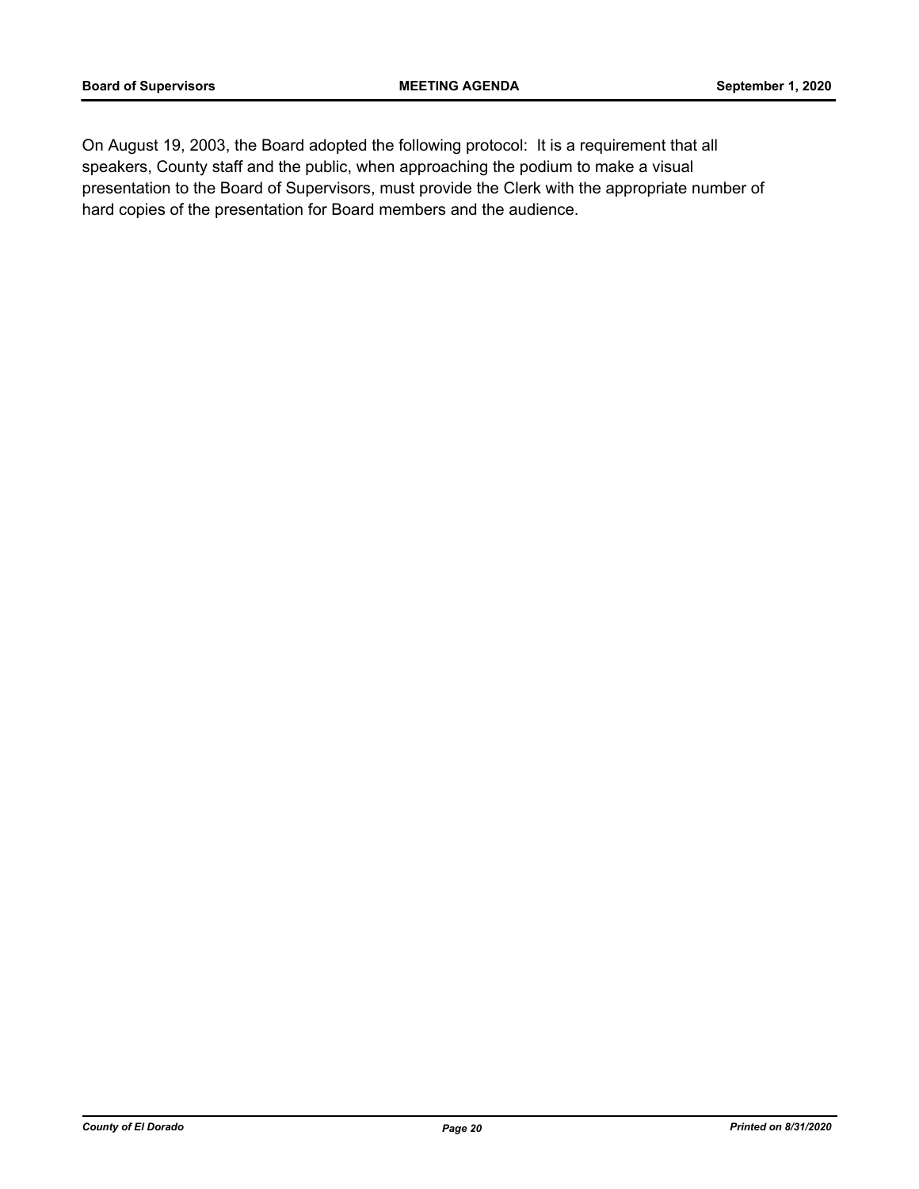On August 19, 2003, the Board adopted the following protocol: It is a requirement that all speakers, County staff and the public, when approaching the podium to make a visual presentation to the Board of Supervisors, must provide the Clerk with the appropriate number of hard copies of the presentation for Board members and the audience.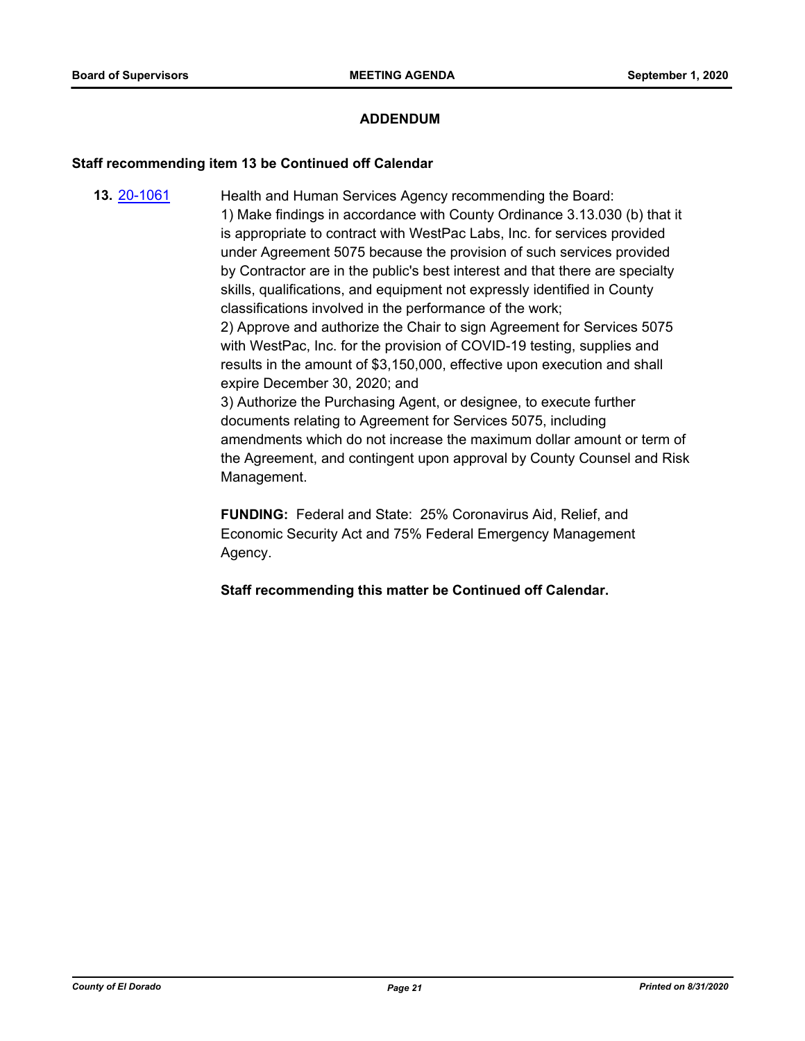## ADDENDUM

**Staff recommending item 13 be Continued off Calendar**

**13.** [20-1061](20-1061)

Health and Human Services Agency recommending the Board:
1) Make findings in accordance with County Ordinance 3.13.030 (b) that it is appropriate to contract with WestPac Labs, Inc. for services provided under Agreement 5075 because the provision of such services provided by Contractor are in the public's best interest and that there are specialty skills, qualifications, and equipment not expressly identified in County classifications involved in the performance of the work;
2) Approve and authorize the Chair to sign Agreement for Services 5075 with WestPac, Inc. for the provision of COVID-19 testing, supplies and results in the amount of $3,150,000, effective upon execution and shall expire December 30, 2020; and
3) Authorize the Purchasing Agent, or designee, to execute further documents relating to Agreement for Services 5075, including amendments which do not increase the maximum dollar amount or term of the Agreement, and contingent upon approval by County Counsel and Risk Management.

**FUNDING:** Federal and State: 25% Coronavirus Aid, Relief, and Economic Security Act and 75% Federal Emergency Management Agency.

**Staff recommending this matter be Continued off Calendar.**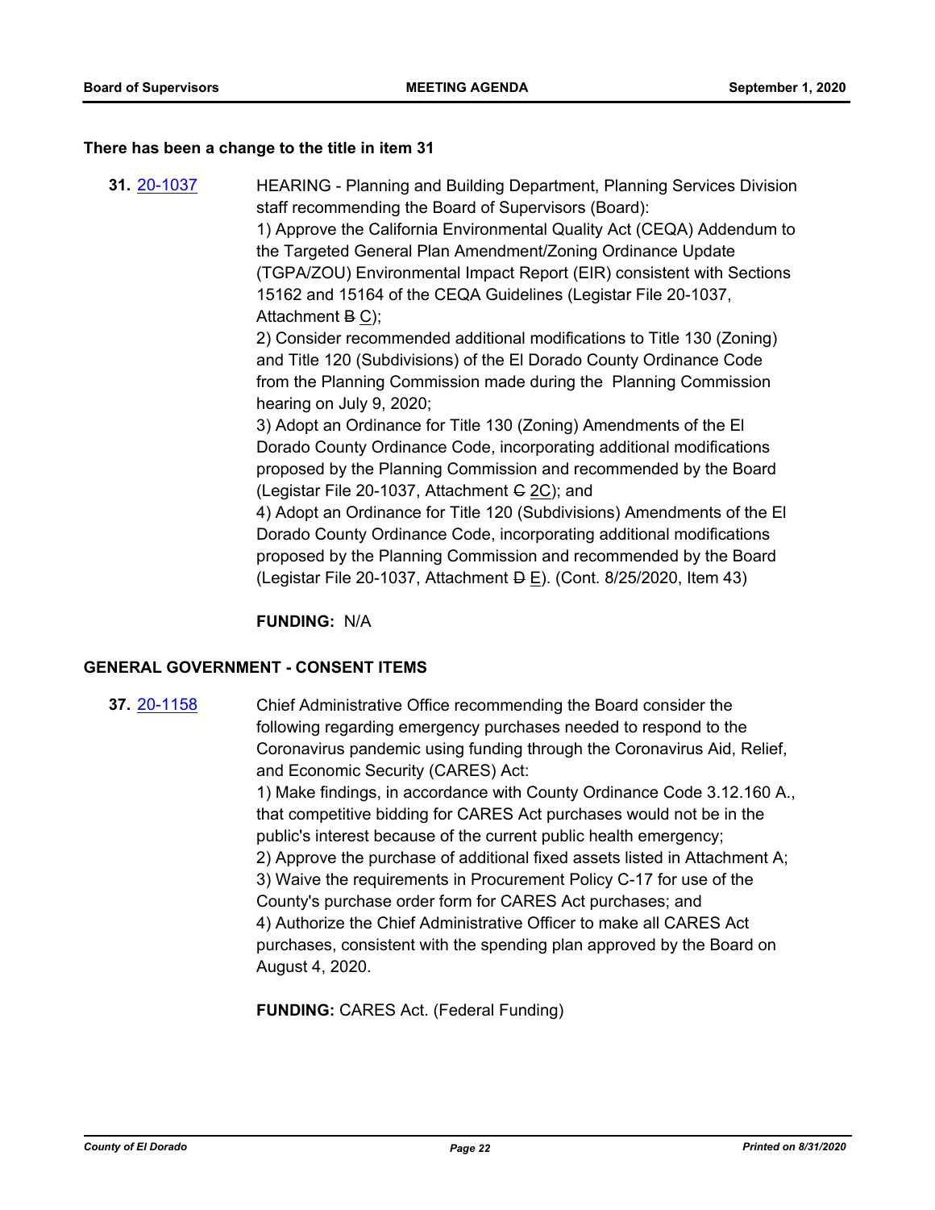**There has been a change to the title in item 31**

**31.** [20-1037](20-1037) HEARING - Planning and Building Department, Planning Services Division staff recommending the Board of Supervisors (Board):

1) Approve the California Environmental Quality Act (CEQA) Addendum to the Targeted General Plan Amendment/Zoning Ordinance Update (TGPA/ZOU) Environmental Impact Report (EIR) consistent with Sections 15162 and 15164 of the CEQA Guidelines (Legistar File 20-1037, Attachment ~~B~~ C);

2) Consider recommended additional modifications to Title 130 (Zoning) and Title 120 (Subdivisions) of the El Dorado County Ordinance Code from the Planning Commission made during the Planning Commission hearing on July 9, 2020;

3) Adopt an Ordinance for Title 130 (Zoning) Amendments of the El Dorado County Ordinance Code, incorporating additional modifications proposed by the Planning Commission and recommended by the Board (Legistar File 20-1037, Attachment ~~C~~ 2C); and

4) Adopt an Ordinance for Title 120 (Subdivisions) Amendments of the El Dorado County Ordinance Code, incorporating additional modifications proposed by the Planning Commission and recommended by the Board (Legistar File 20-1037, Attachment ~~D~~ E). (Cont. 8/25/2020, Item 43)

**FUNDING:** N/A

**GENERAL GOVERNMENT - CONSENT ITEMS**

**37.** [20-1158](20-1158) Chief Administrative Office recommending the Board consider the following regarding emergency purchases needed to respond to the Coronavirus pandemic using funding through the Coronavirus Aid, Relief, and Economic Security (CARES) Act:

1) Make findings, in accordance with County Ordinance Code 3.12.160 A., that competitive bidding for CARES Act purchases would not be in the public's interest because of the current public health emergency;

2) Approve the purchase of additional fixed assets listed in Attachment A;

3) Waive the requirements in Procurement Policy C-17 for use of the County's purchase order form for CARES Act purchases; and

4) Authorize the Chief Administrative Officer to make all CARES Act purchases, consistent with the spending plan approved by the Board on August 4, 2020.

**FUNDING:** CARES Act. (Federal Funding)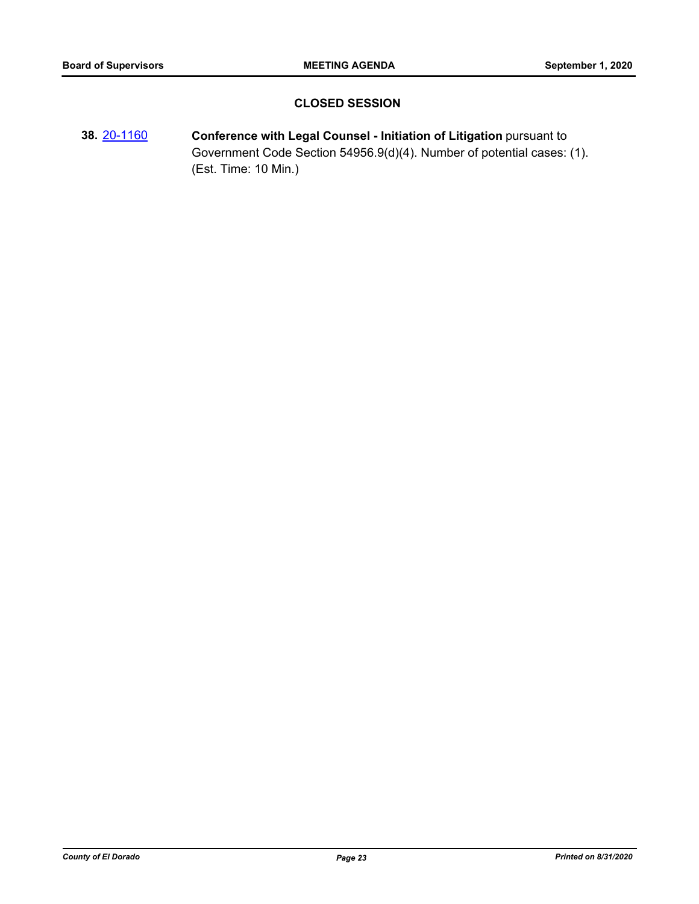## CLOSED SESSION

**38.** 20-1160 **Conference with Legal Counsel - Initiation of Litigation** pursuant to Government Code Section 54956.9(d)(4). Number of potential cases: (1). (Est. Time: 10 Min.)